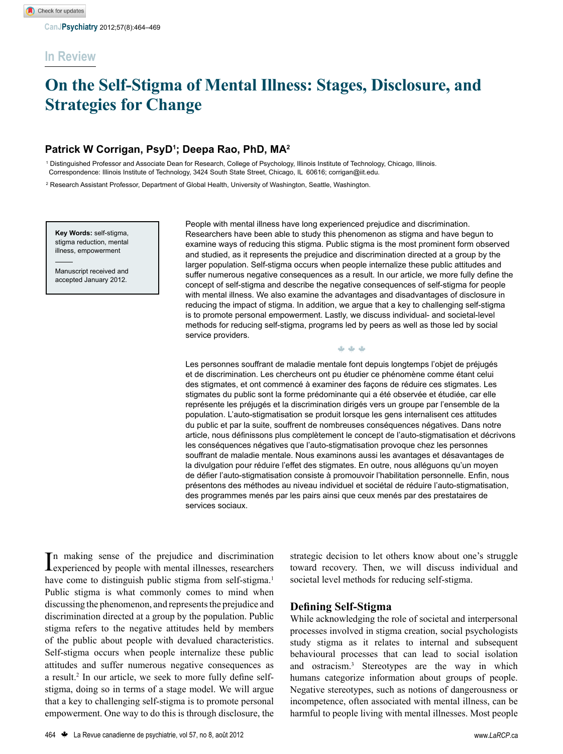## In Review

# On the Self-Stigma of Mental Illness: Stages, Disclosure, and Strategies for Change

**Patrick W Corrigan, PsyD[1]; Deepa Rao, PhD, MA[2]**

[1] Distinguished Professor and Associate Dean for Research, College of Psychology, Illinois Institute of Technology, Chicago, Illinois. Correspondence: Illinois Institute of Technology, 3424 South State Street, Chicago, IL 60616; corrigan@iit.edu.

[2] Research Assistant Professor, Department of Global Health, University of Washington, Seattle, Washington.

**Key Words:** self-stigma, stigma reduction, mental illness, empowerment

Manuscript received and accepted January 2012.

People with mental illness have long experienced prejudice and discrimination. Researchers have been able to study this phenomenon as stigma and have begun to examine ways of reducing this stigma. Public stigma is the most prominent form observed and studied, as it represents the prejudice and discrimination directed at a group by the larger population. Self-stigma occurs when people internalize these public attitudes and suffer numerous negative consequences as a result. In our article, we more fully define the concept of self-stigma and describe the negative consequences of self-stigma for people with mental illness. We also examine the advantages and disadvantages of disclosure in reducing the impact of stigma. In addition, we argue that a key to challenging self-stigma is to promote personal empowerment. Lastly, we discuss individual- and societal-level methods for reducing self-stigma, programs led by peers as well as those led by social service providers.

Les personnes souffrant de maladie mentale font depuis longtemps l'objet de préjugés et de discrimination. Les chercheurs ont pu étudier ce phénomène comme étant celui des stigmates, et ont commencé à examiner des façons de réduire ces stigmates. Les stigmates du public sont la forme prédominante qui a été observée et étudiée, car elle représente les préjugés et la discrimination dirigés vers un groupe par l'ensemble de la population. L'auto-stigmatisation se produit lorsque les gens internalisent ces attitudes du public et par la suite, souffrent de nombreuses conséquences négatives. Dans notre article, nous définissons plus complètement le concept de l'auto-stigmatisation et décrivons les conséquences négatives que l'auto-stigmatisation provoque chez les personnes souffrant de maladie mentale. Nous examinons aussi les avantages et désavantages de la divulgation pour réduire l'effet des stigmates. En outre, nous alléguons qu'un moyen de défier l'auto-stigmatisation consiste à promouvoir l'habilitation personnelle. Enfin, nous présentons des méthodes au niveau individuel et sociétal de réduire l'auto-stigmatisation, des programmes menés par les pairs ainsi que ceux menés par des prestataires de services sociaux.

In making sense of the prejudice and discrimination experienced by people with mental illnesses, researchers have come to distinguish public stigma from self-stigma.[1] Public stigma is what commonly comes to mind when discussing the phenomenon, and represents the prejudice and discrimination directed at a group by the population. Public stigma refers to the negative attitudes held by members of the public about people with devalued characteristics. Self-stigma occurs when people internalize these public attitudes and suffer numerous negative consequences as a result.[2] In our article, we seek to more fully define self-stigma, doing so in terms of a stage model. We will argue that a key to challenging self-stigma is to promote personal empowerment. One way to do this is through disclosure, the strategic decision to let others know about one's struggle toward recovery. Then, we will discuss individual and societal level methods for reducing self-stigma.

## Defining Self-Stigma

While acknowledging the role of societal and interpersonal processes involved in stigma creation, social psychologists study stigma as it relates to internal and subsequent behavioural processes that can lead to social isolation and ostracism.[3] Stereotypes are the way in which humans categorize information about groups of people. Negative stereotypes, such as notions of dangerousness or incompetence, often associated with mental illness, can be harmful to people living with mental illnesses. Most people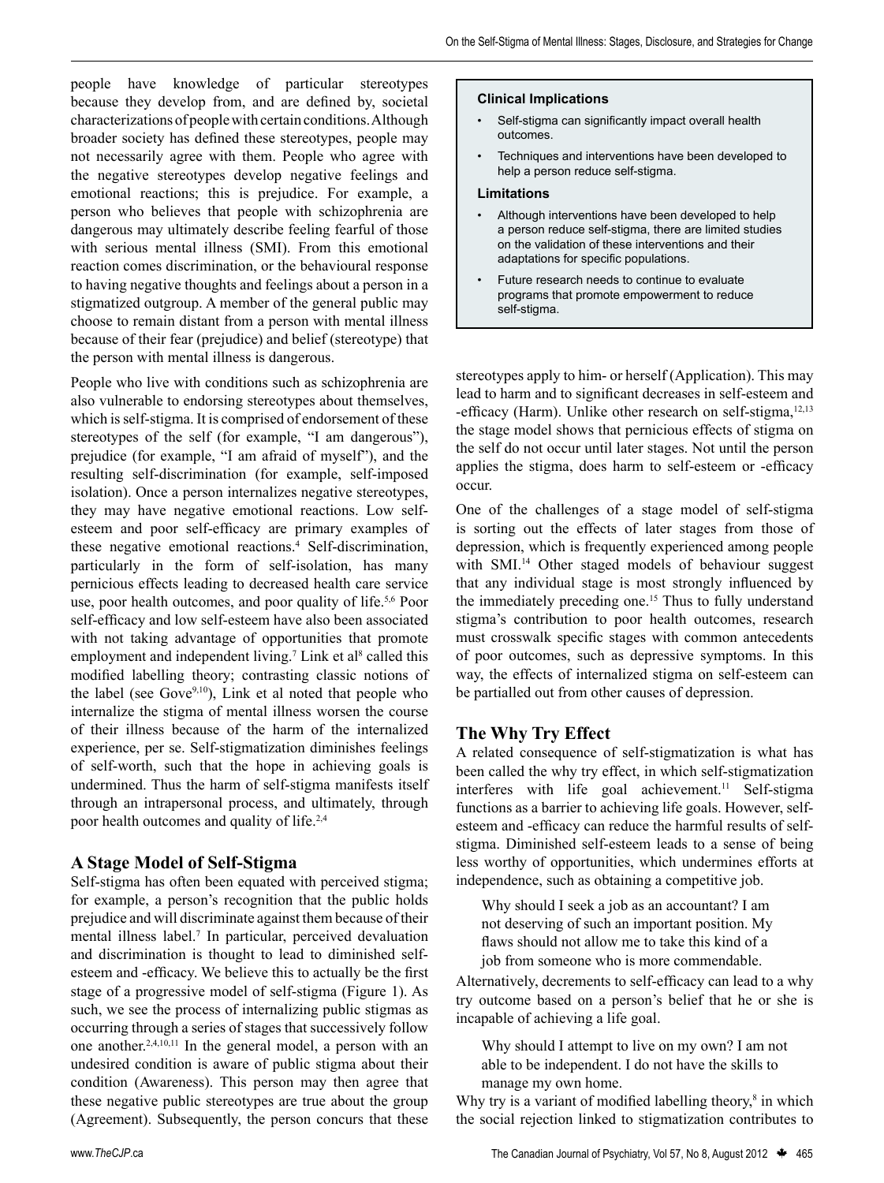people have knowledge of particular stereotypes because they develop from, and are defined by, societal characterizations of people with certain conditions. Although broader society has defined these stereotypes, people may not necessarily agree with them. People who agree with the negative stereotypes develop negative feelings and emotional reactions; this is prejudice. For example, a person who believes that people with schizophrenia are dangerous may ultimately describe feeling fearful of those with serious mental illness (SMI). From this emotional reaction comes discrimination, or the behavioural response to having negative thoughts and feelings about a person in a stigmatized outgroup. A member of the general public may choose to remain distant from a person with mental illness because of their fear (prejudice) and belief (stereotype) that the person with mental illness is dangerous.

People who live with conditions such as schizophrenia are also vulnerable to endorsing stereotypes about themselves, which is self-stigma. It is comprised of endorsement of these stereotypes of the self (for example, "I am dangerous"), prejudice (for example, "I am afraid of myself"), and the resulting self-discrimination (for example, self-imposed isolation). Once a person internalizes negative stereotypes, they may have negative emotional reactions. Low self-esteem and poor self-efficacy are primary examples of these negative emotional reactions.[4] Self-discrimination, particularly in the form of self-isolation, has many pernicious effects leading to decreased health care service use, poor health outcomes, and poor quality of life.[5,6] Poor self-efficacy and low self-esteem have also been associated with not taking advantage of opportunities that promote employment and independent living.[7] Link et al[8] called this modified labelling theory; contrasting classic notions of the label (see Gove[9,10]), Link et al noted that people who internalize the stigma of mental illness worsen the course of their illness because of the harm of the internalized experience, per se. Self-stigmatization diminishes feelings of self-worth, such that the hope in achieving goals is undermined. Thus the harm of self-stigma manifests itself through an intrapersonal process, and ultimately, through poor health outcomes and quality of life.[2,4]

**Clinical Implications**

- Self-stigma can significantly impact overall health outcomes.
- Techniques and interventions have been developed to help a person reduce self-stigma.

**Limitations**

- Although interventions have been developed to help a person reduce self-stigma, there are limited studies on the validation of these interventions and their adaptations for specific populations.
- Future research needs to continue to evaluate programs that promote empowerment to reduce self-stigma.

## A Stage Model of Self-Stigma

Self-stigma has often been equated with perceived stigma; for example, a person's recognition that the public holds prejudice and will discriminate against them because of their mental illness label.[7] In particular, perceived devaluation and discrimination is thought to lead to diminished self-esteem and -efficacy. We believe this to actually be the first stage of a progressive model of self-stigma (Figure 1). As such, we see the process of internalizing public stigmas as occurring through a series of stages that successively follow one another.[2,4,10,11] In the general model, a person with an undesired condition is aware of public stigma about their condition (Awareness). This person may then agree that these negative public stereotypes are true about the group (Agreement). Subsequently, the person concurs that these stereotypes apply to him- or herself (Application). This may lead to harm and to significant decreases in self-esteem and -efficacy (Harm). Unlike other research on self-stigma,[12,13] the stage model shows that pernicious effects of stigma on the self do not occur until later stages. Not until the person applies the stigma, does harm to self-esteem or -efficacy occur.

One of the challenges of a stage model of self-stigma is sorting out the effects of later stages from those of depression, which is frequently experienced among people with SMI.[14] Other staged models of behaviour suggest that any individual stage is most strongly influenced by the immediately preceding one.[15] Thus to fully understand stigma's contribution to poor health outcomes, research must crosswalk specific stages with common antecedents of poor outcomes, such as depressive symptoms. In this way, the effects of internalized stigma on self-esteem can be partialled out from other causes of depression.

## The Why Try Effect

A related consequence of self-stigmatization is what has been called the why try effect, in which self-stigmatization interferes with life goal achievement.[11] Self-stigma functions as a barrier to achieving life goals. However, self-esteem and -efficacy can reduce the harmful results of self-stigma. Diminished self-esteem leads to a sense of being less worthy of opportunities, which undermines efforts at independence, such as obtaining a competitive job.

> Why should I seek a job as an accountant? I am not deserving of such an important position. My flaws should not allow me to take this kind of a job from someone who is more commendable.

Alternatively, decrements to self-efficacy can lead to a why try outcome based on a person's belief that he or she is incapable of achieving a life goal.

> Why should I attempt to live on my own? I am not able to be independent. I do not have the skills to manage my own home.

Why try is a variant of modified labelling theory,[8] in which the social rejection linked to stigmatization contributes to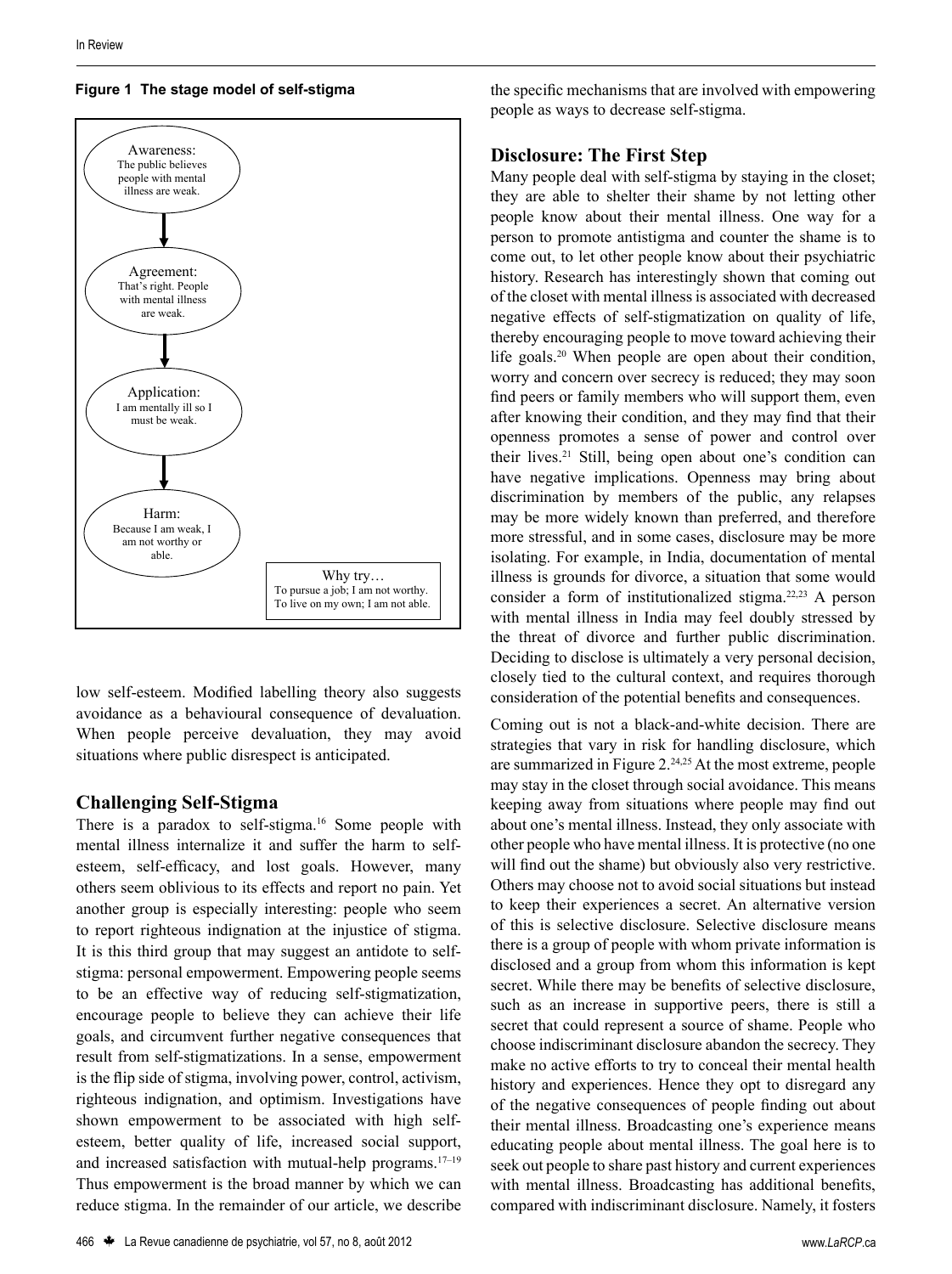**Figure 1 The stage model of self-stigma**

Awareness: The public believes people with mental illness are weak.

Agreement: That's right. People with mental illness are weak.

Application: I am mentally ill so I must be weak.

Harm: Because I am weak, I am not worthy or able.

Why try… To pursue a job; I am not worthy. To live on my own; I am not able.

low self-esteem. Modified labelling theory also suggests avoidance as a behavioural consequence of devaluation. When people perceive devaluation, they may avoid situations where public disrespect is anticipated.

## Challenging Self-Stigma

There is a paradox to self-stigma.[16] Some people with mental illness internalize it and suffer the harm to self-esteem, self-efficacy, and lost goals. However, many others seem oblivious to its effects and report no pain. Yet another group is especially interesting: people who seem to report righteous indignation at the injustice of stigma. It is this third group that may suggest an antidote to self-stigma: personal empowerment. Empowering people seems to be an effective way of reducing self-stigmatization, encourage people to believe they can achieve their life goals, and circumvent further negative consequences that result from self-stigmatizations. In a sense, empowerment is the flip side of stigma, involving power, control, activism, righteous indignation, and optimism. Investigations have shown empowerment to be associated with high self-esteem, better quality of life, increased social support, and increased satisfaction with mutual-help programs.[17–19] Thus empowerment is the broad manner by which we can reduce stigma. In the remainder of our article, we describe the specific mechanisms that are involved with empowering people as ways to decrease self-stigma.

## Disclosure: The First Step

Many people deal with self-stigma by staying in the closet; they are able to shelter their shame by not letting other people know about their mental illness. One way for a person to promote antistigma and counter the shame is to come out, to let other people know about their psychiatric history. Research has interestingly shown that coming out of the closet with mental illness is associated with decreased negative effects of self-stigmatization on quality of life, thereby encouraging people to move toward achieving their life goals.[20] When people are open about their condition, worry and concern over secrecy is reduced; they may soon find peers or family members who will support them, even after knowing their condition, and they may find that their openness promotes a sense of power and control over their lives.[21] Still, being open about one's condition can have negative implications. Openness may bring about discrimination by members of the public, any relapses may be more widely known than preferred, and therefore more stressful, and in some cases, disclosure may be more isolating. For example, in India, documentation of mental illness is grounds for divorce, a situation that some would consider a form of institutionalized stigma.[22,23] A person with mental illness in India may feel doubly stressed by the threat of divorce and further public discrimination. Deciding to disclose is ultimately a very personal decision, closely tied to the cultural context, and requires thorough consideration of the potential benefits and consequences.

Coming out is not a black-and-white decision. There are strategies that vary in risk for handling disclosure, which are summarized in Figure 2.[24,25] At the most extreme, people may stay in the closet through social avoidance. This means keeping away from situations where people may find out about one's mental illness. Instead, they only associate with other people who have mental illness. It is protective (no one will find out the shame) but obviously also very restrictive. Others may choose not to avoid social situations but instead to keep their experiences a secret. An alternative version of this is selective disclosure. Selective disclosure means there is a group of people with whom private information is disclosed and a group from whom this information is kept secret. While there may be benefits of selective disclosure, such as an increase in supportive peers, there is still a secret that could represent a source of shame. People who choose indiscriminant disclosure abandon the secrecy. They make no active efforts to try to conceal their mental health history and experiences. Hence they opt to disregard any of the negative consequences of people finding out about their mental illness. Broadcasting one's experience means educating people about mental illness. The goal here is to seek out people to share past history and current experiences with mental illness. Broadcasting has additional benefits, compared with indiscriminant disclosure. Namely, it fosters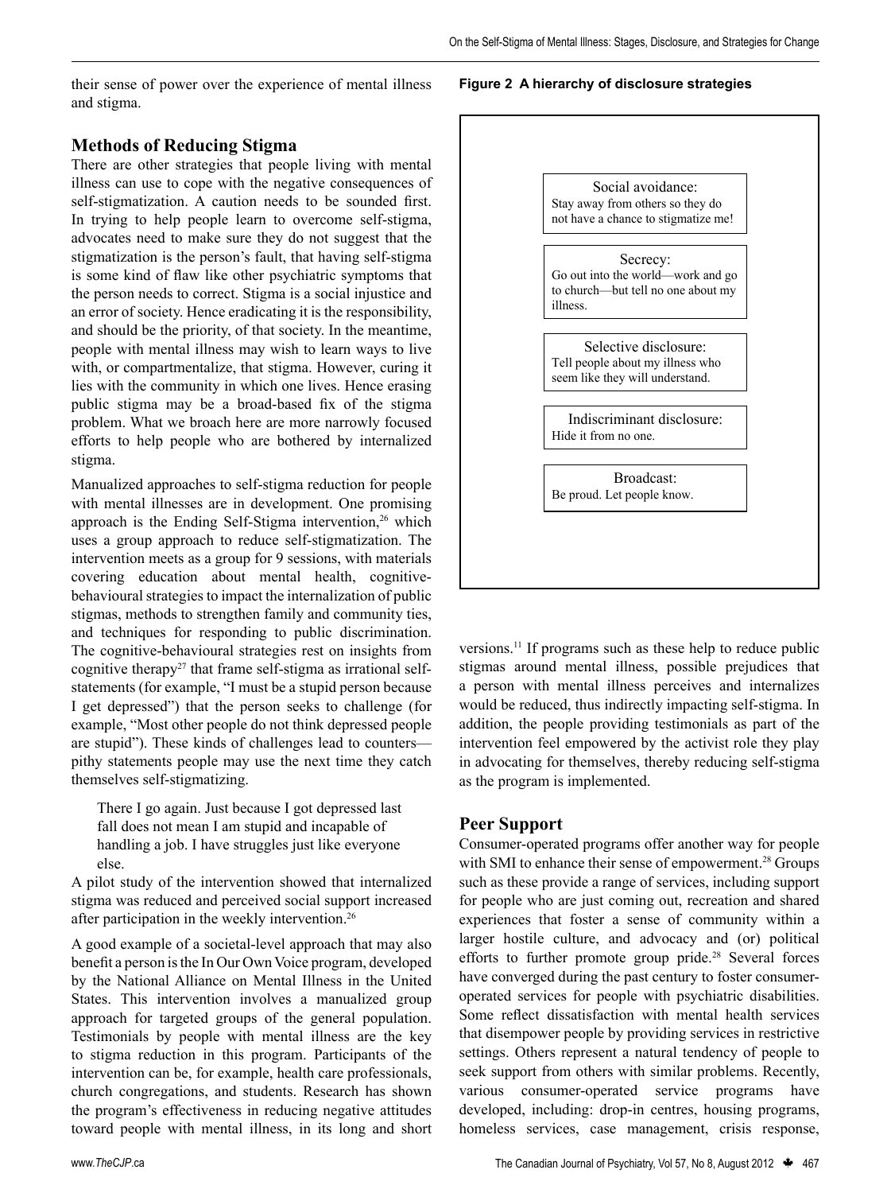their sense of power over the experience of mental illness and stigma.

## Methods of Reducing Stigma

There are other strategies that people living with mental illness can use to cope with the negative consequences of self-stigmatization. A caution needs to be sounded first. In trying to help people learn to overcome self-stigma, advocates need to make sure they do not suggest that the stigmatization is the person's fault, that having self-stigma is some kind of flaw like other psychiatric symptoms that the person needs to correct. Stigma is a social injustice and an error of society. Hence eradicating it is the responsibility, and should be the priority, of that society. In the meantime, people with mental illness may wish to learn ways to live with, or compartmentalize, that stigma. However, curing it lies with the community in which one lives. Hence erasing public stigma may be a broad-based fix of the stigma problem. What we broach here are more narrowly focused efforts to help people who are bothered by internalized stigma.

Manualized approaches to self-stigma reduction for people with mental illnesses are in development. One promising approach is the Ending Self-Stigma intervention,[26] which uses a group approach to reduce self-stigmatization. The intervention meets as a group for 9 sessions, with materials covering education about mental health, cognitive-behavioural strategies to impact the internalization of public stigmas, methods to strengthen family and community ties, and techniques for responding to public discrimination. The cognitive-behavioural strategies rest on insights from cognitive therapy[27] that frame self-stigma as irrational self-statements (for example, "I must be a stupid person because I get depressed") that the person seeks to challenge (for example, "Most other people do not think depressed people are stupid"). These kinds of challenges lead to counters—pithy statements people may use the next time they catch themselves self-stigmatizing.

> There I go again. Just because I got depressed last fall does not mean I am stupid and incapable of handling a job. I have struggles just like everyone else.

A pilot study of the intervention showed that internalized stigma was reduced and perceived social support increased after participation in the weekly intervention.[26]

A good example of a societal-level approach that may also benefit a person is the In Our Own Voice program, developed by the National Alliance on Mental Illness in the United States. This intervention involves a manualized group approach for targeted groups of the general population. Testimonials by people with mental illness are the key to stigma reduction in this program. Participants of the intervention can be, for example, health care professionals, church congregations, and students. Research has shown the program's effectiveness in reducing negative attitudes toward people with mental illness, in its long and short versions.[11] If programs such as these help to reduce public stigmas around mental illness, possible prejudices that a person with mental illness perceives and internalizes would be reduced, thus indirectly impacting self-stigma. In addition, the people providing testimonials as part of the intervention feel empowered by the activist role they play in advocating for themselves, thereby reducing self-stigma as the program is implemented.

**Figure 2 A hierarchy of disclosure strategies**

Social avoidance:
Stay away from others so they do not have a chance to stigmatize me!

Secrecy:
Go out into the world—work and go to church—but tell no one about my illness.

Selective disclosure:
Tell people about my illness who seem like they will understand.

Indiscriminant disclosure:
Hide it from no one.

Broadcast:
Be proud. Let people know.

## Peer Support

Consumer-operated programs offer another way for people with SMI to enhance their sense of empowerment.[28] Groups such as these provide a range of services, including support for people who are just coming out, recreation and shared experiences that foster a sense of community within a larger hostile culture, and advocacy and (or) political efforts to further promote group pride.[28] Several forces have converged during the past century to foster consumer-operated services for people with psychiatric disabilities. Some reflect dissatisfaction with mental health services that disempower people by providing services in restrictive settings. Others represent a natural tendency of people to seek support from others with similar problems. Recently, various consumer-operated service programs have developed, including: drop-in centres, housing programs, homeless services, case management, crisis response,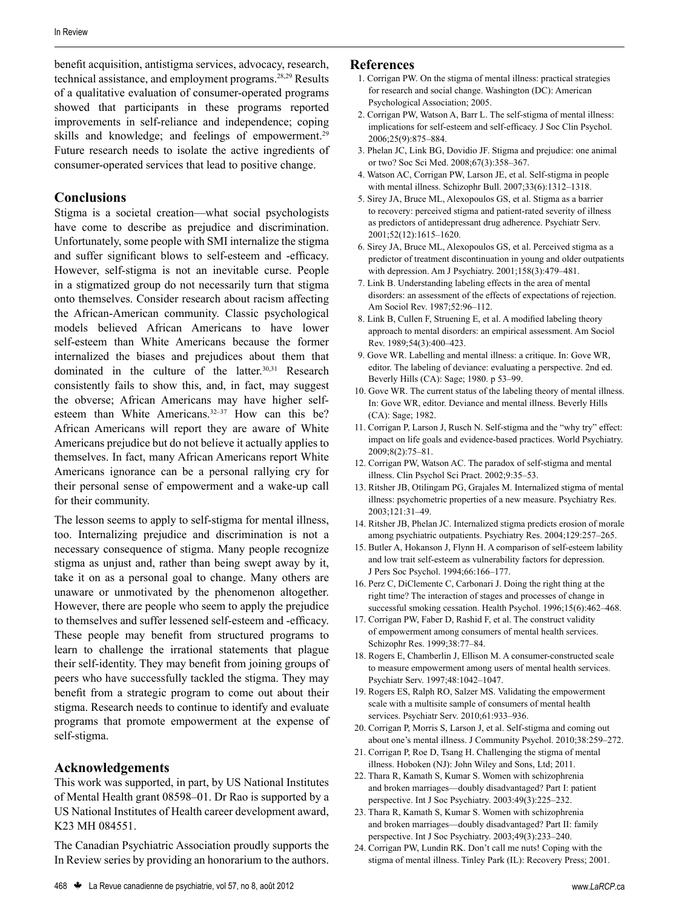benefit acquisition, antistigma services, advocacy, research, technical assistance, and employment programs.[28,29] Results of a qualitative evaluation of consumer-operated programs showed that participants in these programs reported improvements in self-reliance and independence; coping skills and knowledge; and feelings of empowerment.[29] Future research needs to isolate the active ingredients of consumer-operated services that lead to positive change.

## Conclusions

Stigma is a societal creation—what social psychologists have come to describe as prejudice and discrimination. Unfortunately, some people with SMI internalize the stigma and suffer significant blows to self-esteem and -efficacy. However, self-stigma is not an inevitable curse. People in a stigmatized group do not necessarily turn that stigma onto themselves. Consider research about racism affecting the African-American community. Classic psychological models believed African Americans to have lower self-esteem than White Americans because the former internalized the biases and prejudices about them that dominated in the culture of the latter.[30,31] Research consistently fails to show this, and, in fact, may suggest the obverse; African Americans may have higher self-esteem than White Americans.[32–37] How can this be? African Americans will report they are aware of White Americans prejudice but do not believe it actually applies to themselves. In fact, many African Americans report White Americans ignorance can be a personal rallying cry for their personal sense of empowerment and a wake-up call for their community.

The lesson seems to apply to self-stigma for mental illness, too. Internalizing prejudice and discrimination is not a necessary consequence of stigma. Many people recognize stigma as unjust and, rather than being swept away by it, take it on as a personal goal to change. Many others are unaware or unmotivated by the phenomenon altogether. However, there are people who seem to apply the prejudice to themselves and suffer lessened self-esteem and -efficacy. These people may benefit from structured programs to learn to challenge the irrational statements that plague their self-identity. They may benefit from joining groups of peers who have successfully tackled the stigma. They may benefit from a strategic program to come out about their stigma. Research needs to continue to identify and evaluate programs that promote empowerment at the expense of self-stigma.

## Acknowledgements

This work was supported, in part, by US National Institutes of Mental Health grant 08598–01. Dr Rao is supported by a US National Institutes of Health career development award, K23 MH 084551.

The Canadian Psychiatric Association proudly supports the In Review series by providing an honorarium to the authors.

## References

1. Corrigan PW. On the stigma of mental illness: practical strategies for research and social change. Washington (DC): American Psychological Association; 2005.
2. Corrigan PW, Watson A, Barr L. The self-stigma of mental illness: implications for self-esteem and self-efficacy. J Soc Clin Psychol. 2006;25(9):875–884.
3. Phelan JC, Link BG, Dovidio JF. Stigma and prejudice: one animal or two? Soc Sci Med. 2008;67(3):358–367.
4. Watson AC, Corrigan PW, Larson JE, et al. Self-stigma in people with mental illness. Schizophr Bull. 2007;33(6):1312–1318.
5. Sirey JA, Bruce ML, Alexopoulos GS, et al. Stigma as a barrier to recovery: perceived stigma and patient-rated severity of illness as predictors of antidepressant drug adherence. Psychiatr Serv. 2001;52(12):1615–1620.
6. Sirey JA, Bruce ML, Alexopoulos GS, et al. Perceived stigma as a predictor of treatment discontinuation in young and older outpatients with depression. Am J Psychiatry. 2001;158(3):479–481.
7. Link B. Understanding labeling effects in the area of mental disorders: an assessment of the effects of expectations of rejection. Am Sociol Rev. 1987;52:96–112.
8. Link B, Cullen F, Struening E, et al. A modified labeling theory approach to mental disorders: an empirical assessment. Am Sociol Rev. 1989;54(3):400–423.
9. Gove WR. Labelling and mental illness: a critique. In: Gove WR, editor. The labeling of deviance: evaluating a perspective. 2nd ed. Beverly Hills (CA): Sage; 1980. p 53–99.
10. Gove WR. The current status of the labeling theory of mental illness. In: Gove WR, editor. Deviance and mental illness. Beverly Hills (CA): Sage; 1982.
11. Corrigan P, Larson J, Rusch N. Self-stigma and the "why try" effect: impact on life goals and evidence-based practices. World Psychiatry. 2009;8(2):75–81.
12. Corrigan PW, Watson AC. The paradox of self-stigma and mental illness. Clin Psychol Sci Pract. 2002;9:35–53.
13. Ritsher JB, Otilingam PG, Grajales M. Internalized stigma of mental illness: psychometric properties of a new measure. Psychiatry Res. 2003;121:31–49.
14. Ritsher JB, Phelan JC. Internalized stigma predicts erosion of morale among psychiatric outpatients. Psychiatry Res. 2004;129:257–265.
15. Butler A, Hokanson J, Flynn H. A comparison of self-esteem lability and low trait self-esteem as vulnerability factors for depression. J Pers Soc Psychol. 1994;66:166–177.
16. Perz C, DiClemente C, Carbonari J. Doing the right thing at the right time? The interaction of stages and processes of change in successful smoking cessation. Health Psychol. 1996;15(6):462–468.
17. Corrigan PW, Faber D, Rashid F, et al. The construct validity of empowerment among consumers of mental health services. Schizophr Res. 1999;38:77–84.
18. Rogers E, Chamberlin J, Ellison M. A consumer-constructed scale to measure empowerment among users of mental health services. Psychiatr Serv. 1997;48:1042–1047.
19. Rogers ES, Ralph RO, Salzer MS. Validating the empowerment scale with a multisite sample of consumers of mental health services. Psychiatr Serv. 2010;61:933–936.
20. Corrigan P, Morris S, Larson J, et al. Self-stigma and coming out about one's mental illness. J Community Psychol. 2010;38:259–272.
21. Corrigan P, Roe D, Tsang H. Challenging the stigma of mental illness. Hoboken (NJ): John Wiley and Sons, Ltd; 2011.
22. Thara R, Kamath S, Kumar S. Women with schizophrenia and broken marriages—doubly disadvantaged? Part I: patient perspective. Int J Soc Psychiatry. 2003:49(3):225–232.
23. Thara R, Kamath S, Kumar S. Women with schizophrenia and broken marriages—doubly disadvantaged? Part II: family perspective. Int J Soc Psychiatry. 2003;49(3):233–240.
24. Corrigan PW, Lundin RK. Don't call me nuts! Coping with the stigma of mental illness. Tinley Park (IL): Recovery Press; 2001.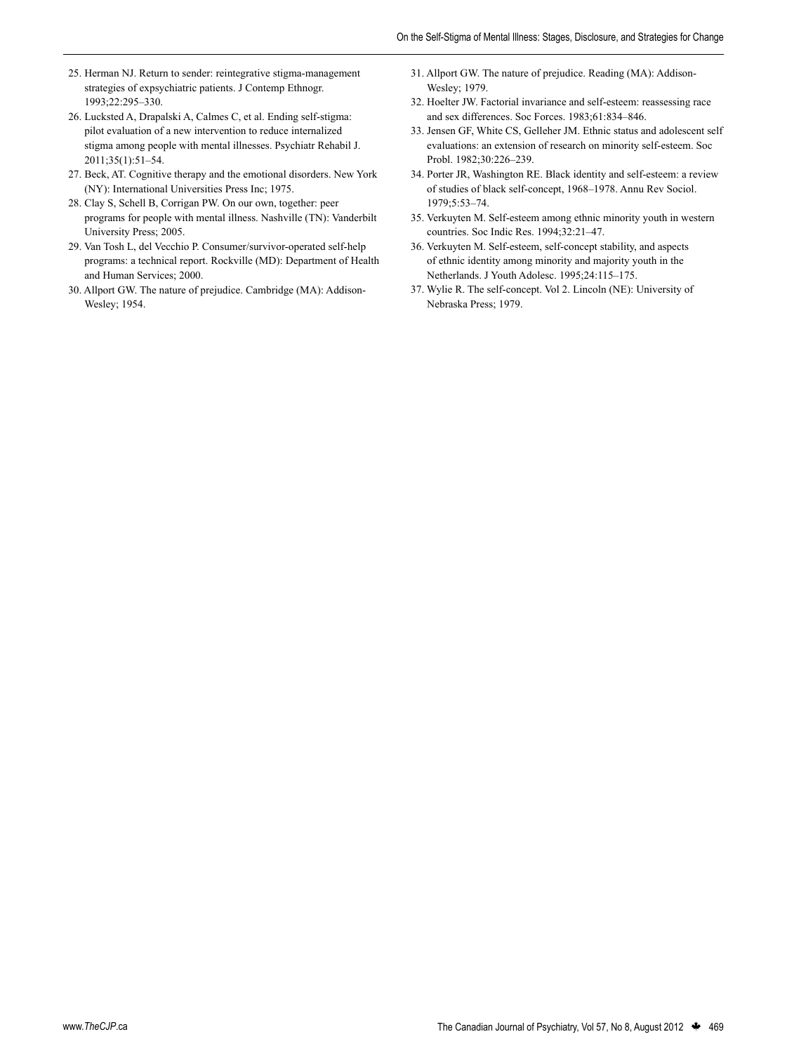25. Herman NJ. Return to sender: reintegrative stigma-management strategies of expsychiatric patients. J Contemp Ethnogr. 1993;22:295–330.
26. Lucksted A, Drapalski A, Calmes C, et al. Ending self-stigma: pilot evaluation of a new intervention to reduce internalized stigma among people with mental illnesses. Psychiatr Rehabil J. 2011;35(1):51–54.
27. Beck, AT. Cognitive therapy and the emotional disorders. New York (NY): International Universities Press Inc; 1975.
28. Clay S, Schell B, Corrigan PW. On our own, together: peer programs for people with mental illness. Nashville (TN): Vanderbilt University Press; 2005.
29. Van Tosh L, del Vecchio P. Consumer/survivor-operated self-help programs: a technical report. Rockville (MD): Department of Health and Human Services; 2000.
30. Allport GW. The nature of prejudice. Cambridge (MA): Addison-Wesley; 1954.
31. Allport GW. The nature of prejudice. Reading (MA): Addison-Wesley; 1979.
32. Hoelter JW. Factorial invariance and self-esteem: reassessing race and sex differences. Soc Forces. 1983;61:834–846.
33. Jensen GF, White CS, Gelleher JM. Ethnic status and adolescent self evaluations: an extension of research on minority self-esteem. Soc Probl. 1982;30:226–239.
34. Porter JR, Washington RE. Black identity and self-esteem: a review of studies of black self-concept, 1968–1978. Annu Rev Sociol. 1979;5:53–74.
35. Verkuyten M. Self-esteem among ethnic minority youth in western countries. Soc Indic Res. 1994;32:21–47.
36. Verkuyten M. Self-esteem, self-concept stability, and aspects of ethnic identity among minority and majority youth in the Netherlands. J Youth Adolesc. 1995;24:115–175.
37. Wylie R. The self-concept. Vol 2. Lincoln (NE): University of Nebraska Press; 1979.